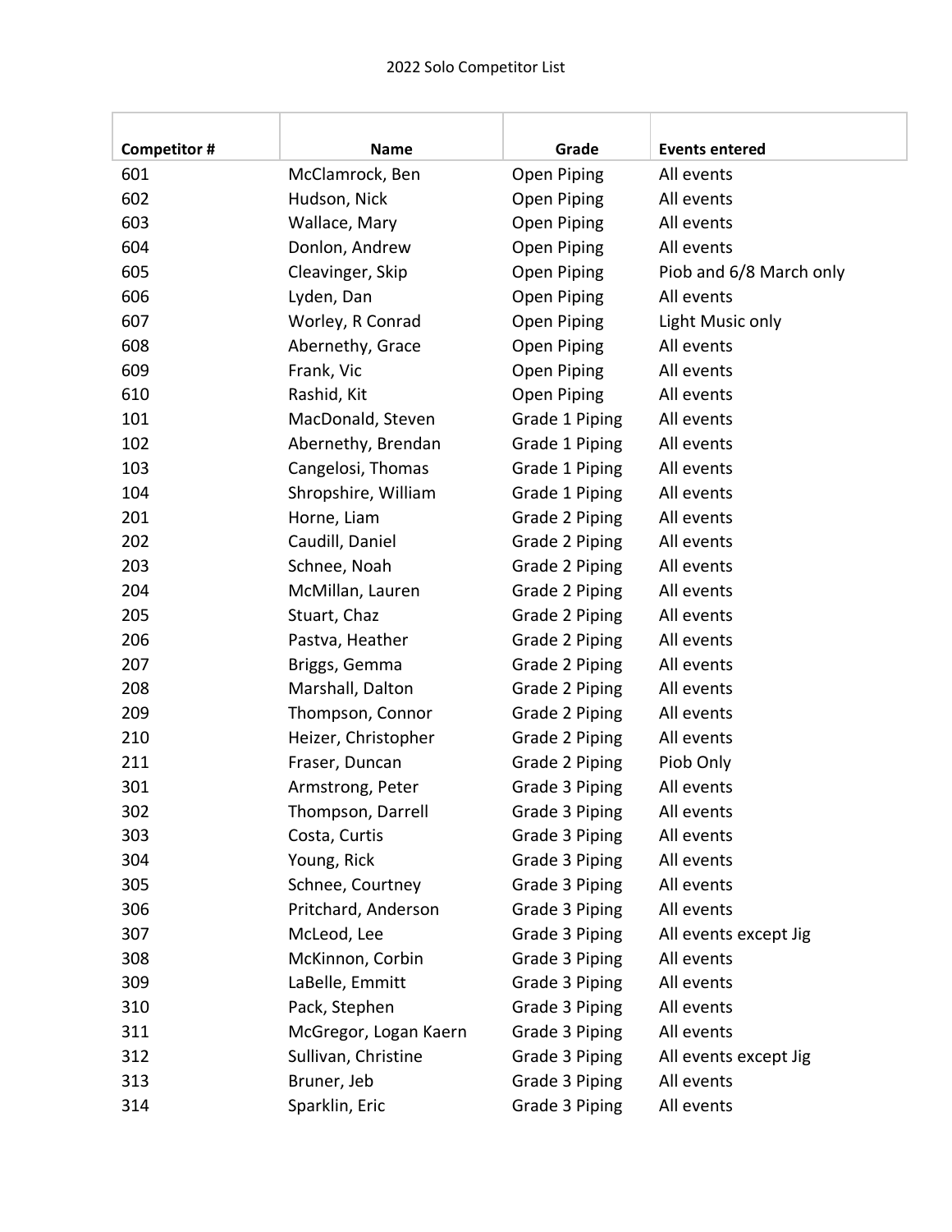2022 Solo Competitor List

| Competitor # | Name | Grade | Events entered |
|---|---|---|---|
| 601 | McClamrock, Ben | Open Piping | All events |
| 602 | Hudson, Nick | Open Piping | All events |
| 603 | Wallace, Mary | Open Piping | All events |
| 604 | Donlon, Andrew | Open Piping | All events |
| 605 | Cleavinger, Skip | Open Piping | Piob and 6/8 March only |
| 606 | Lyden, Dan | Open Piping | All events |
| 607 | Worley, R Conrad | Open Piping | Light Music only |
| 608 | Abernethy, Grace | Open Piping | All events |
| 609 | Frank, Vic | Open Piping | All events |
| 610 | Rashid, Kit | Open Piping | All events |
| 101 | MacDonald, Steven | Grade 1 Piping | All events |
| 102 | Abernethy, Brendan | Grade 1 Piping | All events |
| 103 | Cangelosi, Thomas | Grade 1 Piping | All events |
| 104 | Shropshire, William | Grade 1 Piping | All events |
| 201 | Horne, Liam | Grade 2 Piping | All events |
| 202 | Caudill, Daniel | Grade 2 Piping | All events |
| 203 | Schnee, Noah | Grade 2 Piping | All events |
| 204 | McMillan, Lauren | Grade 2 Piping | All events |
| 205 | Stuart, Chaz | Grade 2 Piping | All events |
| 206 | Pastva, Heather | Grade 2 Piping | All events |
| 207 | Briggs, Gemma | Grade 2 Piping | All events |
| 208 | Marshall, Dalton | Grade 2 Piping | All events |
| 209 | Thompson, Connor | Grade 2 Piping | All events |
| 210 | Heizer, Christopher | Grade 2 Piping | All events |
| 211 | Fraser, Duncan | Grade 2 Piping | Piob Only |
| 301 | Armstrong, Peter | Grade 3 Piping | All events |
| 302 | Thompson, Darrell | Grade 3 Piping | All events |
| 303 | Costa, Curtis | Grade 3 Piping | All events |
| 304 | Young, Rick | Grade 3 Piping | All events |
| 305 | Schnee, Courtney | Grade 3 Piping | All events |
| 306 | Pritchard, Anderson | Grade 3 Piping | All events |
| 307 | McLeod, Lee | Grade 3 Piping | All events except Jig |
| 308 | McKinnon, Corbin | Grade 3 Piping | All events |
| 309 | LaBelle, Emmitt | Grade 3 Piping | All events |
| 310 | Pack, Stephen | Grade 3 Piping | All events |
| 311 | McGregor, Logan Kaern | Grade 3 Piping | All events |
| 312 | Sullivan, Christine | Grade 3 Piping | All events except Jig |
| 313 | Bruner, Jeb | Grade 3 Piping | All events |
| 314 | Sparklin, Eric | Grade 3 Piping | All events |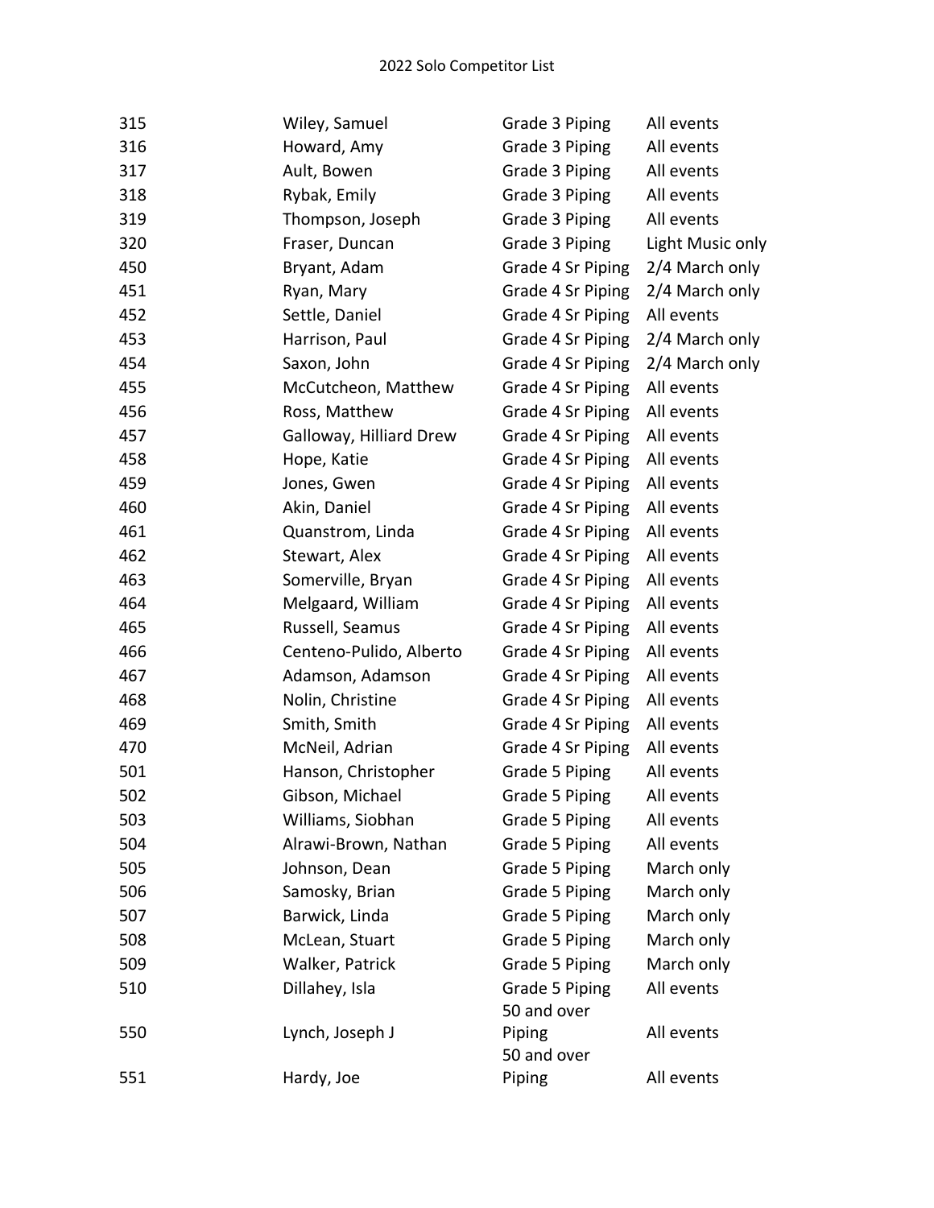# 2022 Solo Competitor List

| | | | |
|---|---|---|---|
| 315 | Wiley, Samuel | Grade 3 Piping | All events |
| 316 | Howard, Amy | Grade 3 Piping | All events |
| 317 | Ault, Bowen | Grade 3 Piping | All events |
| 318 | Rybak, Emily | Grade 3 Piping | All events |
| 319 | Thompson, Joseph | Grade 3 Piping | All events |
| 320 | Fraser, Duncan | Grade 3 Piping | Light Music only |
| 450 | Bryant, Adam | Grade 4 Sr Piping | 2/4 March only |
| 451 | Ryan, Mary | Grade 4 Sr Piping | 2/4 March only |
| 452 | Settle, Daniel | Grade 4 Sr Piping | All events |
| 453 | Harrison, Paul | Grade 4 Sr Piping | 2/4 March only |
| 454 | Saxon, John | Grade 4 Sr Piping | 2/4 March only |
| 455 | McCutcheon, Matthew | Grade 4 Sr Piping | All events |
| 456 | Ross, Matthew | Grade 4 Sr Piping | All events |
| 457 | Galloway, Hilliard Drew | Grade 4 Sr Piping | All events |
| 458 | Hope, Katie | Grade 4 Sr Piping | All events |
| 459 | Jones, Gwen | Grade 4 Sr Piping | All events |
| 460 | Akin, Daniel | Grade 4 Sr Piping | All events |
| 461 | Quanstrom, Linda | Grade 4 Sr Piping | All events |
| 462 | Stewart, Alex | Grade 4 Sr Piping | All events |
| 463 | Somerville, Bryan | Grade 4 Sr Piping | All events |
| 464 | Melgaard, William | Grade 4 Sr Piping | All events |
| 465 | Russell, Seamus | Grade 4 Sr Piping | All events |
| 466 | Centeno-Pulido, Alberto | Grade 4 Sr Piping | All events |
| 467 | Adamson, Adamson | Grade 4 Sr Piping | All events |
| 468 | Nolin, Christine | Grade 4 Sr Piping | All events |
| 469 | Smith, Smith | Grade 4 Sr Piping | All events |
| 470 | McNeil, Adrian | Grade 4 Sr Piping | All events |
| 501 | Hanson, Christopher | Grade 5 Piping | All events |
| 502 | Gibson, Michael | Grade 5 Piping | All events |
| 503 | Williams, Siobhan | Grade 5 Piping | All events |
| 504 | Alrawi-Brown, Nathan | Grade 5 Piping | All events |
| 505 | Johnson, Dean | Grade 5 Piping | March only |
| 506 | Samosky, Brian | Grade 5 Piping | March only |
| 507 | Barwick, Linda | Grade 5 Piping | March only |
| 508 | McLean, Stuart | Grade 5 Piping | March only |
| 509 | Walker, Patrick | Grade 5 Piping | March only |
| 510 | Dillahey, Isla | Grade 5 Piping | All events |
| 550 | Lynch, Joseph J | 50 and over Piping | All events |
| 551 | Hardy, Joe | 50 and over Piping | All events |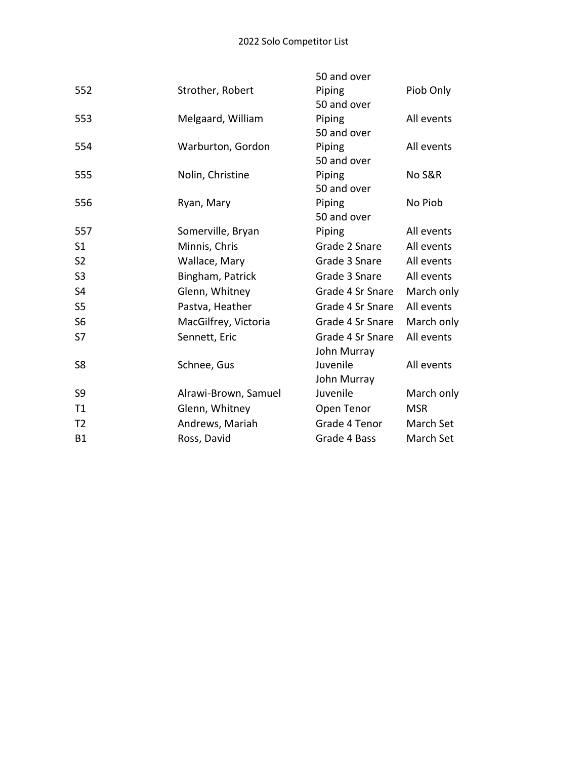2022 Solo Competitor List

| | | | |
|---|---|---|---|
| 552 | Strother, Robert | 50 and over Piping | Piob Only |
| 553 | Melgaard, William | 50 and over Piping | All events |
| 554 | Warburton, Gordon | 50 and over Piping | All events |
| 555 | Nolin, Christine | 50 and over Piping | No S&R |
| 556 | Ryan, Mary | 50 and over Piping | No Piob |
| 557 | Somerville, Bryan | 50 and over Piping | All events |
| S1 | Minnis, Chris | Grade 2 Snare | All events |
| S2 | Wallace, Mary | Grade 3 Snare | All events |
| S3 | Bingham, Patrick | Grade 3 Snare | All events |
| S4 | Glenn, Whitney | Grade 4 Sr Snare | March only |
| S5 | Pastva, Heather | Grade 4 Sr Snare | All events |
| S6 | MacGilfrey, Victoria | Grade 4 Sr Snare | March only |
| S7 | Sennett, Eric | Grade 4 Sr Snare | All events |
| S8 | Schnee, Gus | John Murray Juvenile | All events |
| S9 | Alrawi-Brown, Samuel | John Murray Juvenile | March only |
| T1 | Glenn, Whitney | Open Tenor | MSR |
| T2 | Andrews, Mariah | Grade 4 Tenor | March Set |
| B1 | Ross, David | Grade 4 Bass | March Set |